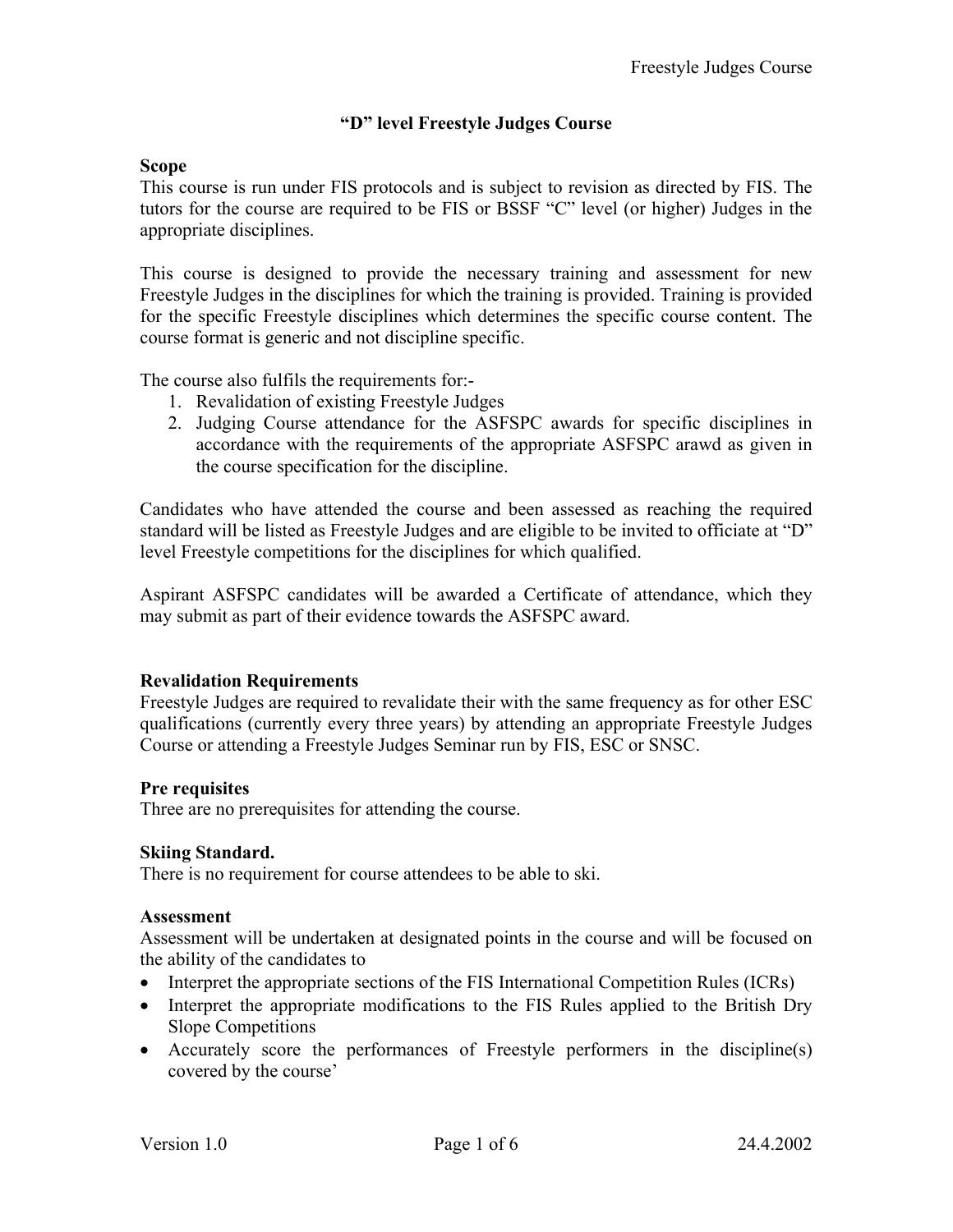# "D" level Freestyle Judges Course

## Scope

This course is run under FIS protocols and is subject to revision as directed by FIS. The tutors for the course are required to be FIS or BSSF "C" level (or higher) Judges in the appropriate disciplines.

This course is designed to provide the necessary training and assessment for new Freestyle Judges in the disciplines for which the training is provided. Training is provided for the specific Freestyle disciplines which determines the specific course content. The course format is generic and not discipline specific.

The course also fulfils the requirements for:-

1. Revalidation of existing Freestyle Judges
2. Judging Course attendance for the ASFSPC awards for specific disciplines in accordance with the requirements of the appropriate ASFSPC arawd as given in the course specification for the discipline.

Candidates who have attended the course and been assessed as reaching the required standard will be listed as Freestyle Judges and are eligible to be invited to officiate at "D" level Freestyle competitions for the disciplines for which qualified.

Aspirant ASFSPC candidates will be awarded a Certificate of attendance, which they may submit as part of their evidence towards the ASFSPC award.

## Revalidation Requirements

Freestyle Judges are required to revalidate their with the same frequency as for other ESC qualifications (currently every three years) by attending an appropriate Freestyle Judges Course or attending a Freestyle Judges Seminar run by FIS, ESC or SNSC.

## Pre requisites

Three are no prerequisites for attending the course.

## Skiing Standard.

There is no requirement for course attendees to be able to ski.

## Assessment

Assessment will be undertaken at designated points in the course and will be focused on the ability of the candidates to

- Interpret the appropriate sections of the FIS International Competition Rules (ICRs)
- Interpret the appropriate modifications to the FIS Rules applied to the British Dry Slope Competitions
- Accurately score the performances of Freestyle performers in the discipline(s) covered by the course'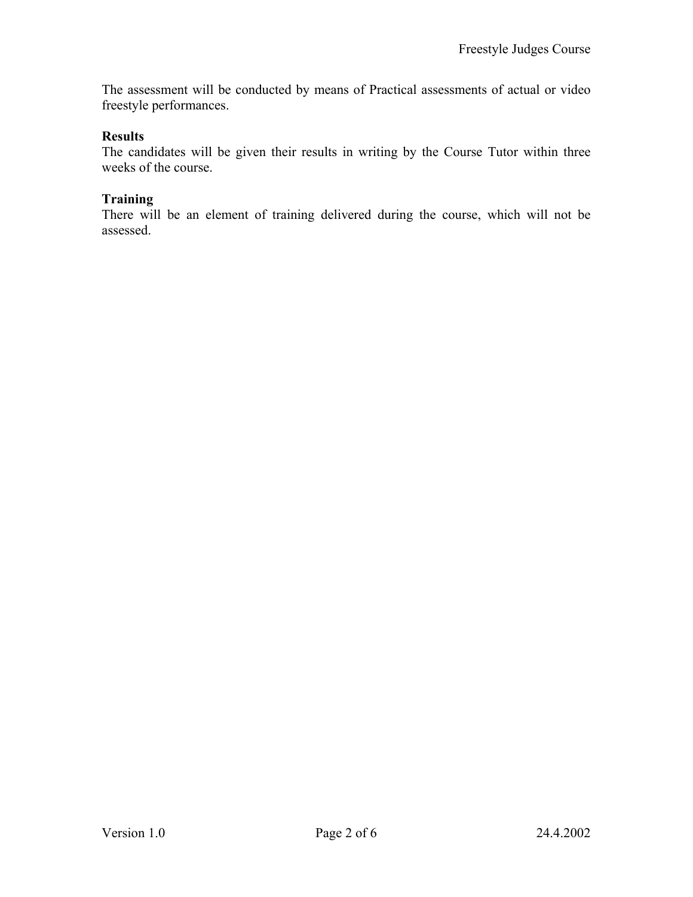The assessment will be conducted by means of Practical assessments of actual or video freestyle performances.

**Results**

The candidates will be given their results in writing by the Course Tutor within three weeks of the course.

**Training**

There will be an element of training delivered during the course, which will not be assessed.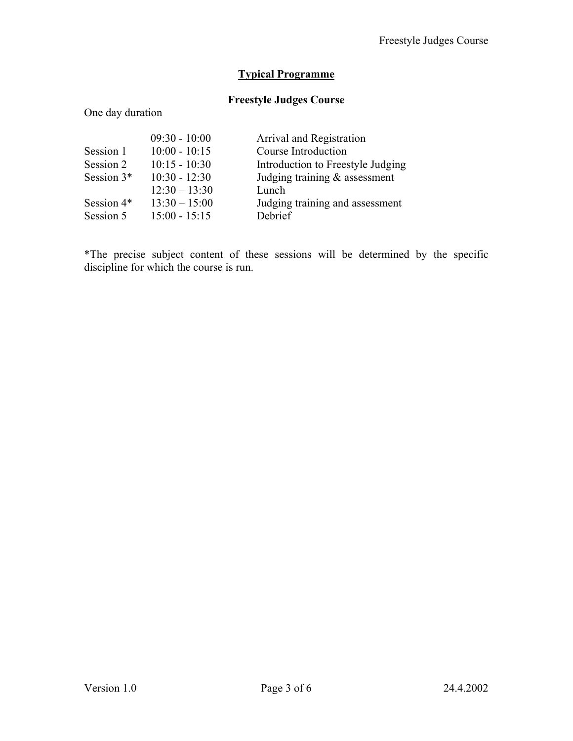## Typical Programme

### Freestyle Judges Course

One day duration

| | | |
|---|---|---|
| | 09:30 - 10:00 | Arrival and Registration |
| Session 1 | 10:00 - 10:15 | Course Introduction |
| Session 2 | 10:15 - 10:30 | Introduction to Freestyle Judging |
| Session 3* | 10:30 - 12:30 | Judging training & assessment |
| | 12:30 – 13:30 | Lunch |
| Session 4* | 13:30 – 15:00 | Judging training and assessment |
| Session 5 | 15:00 - 15:15 | Debrief |

*The precise subject content of these sessions will be determined by the specific discipline for which the course is run.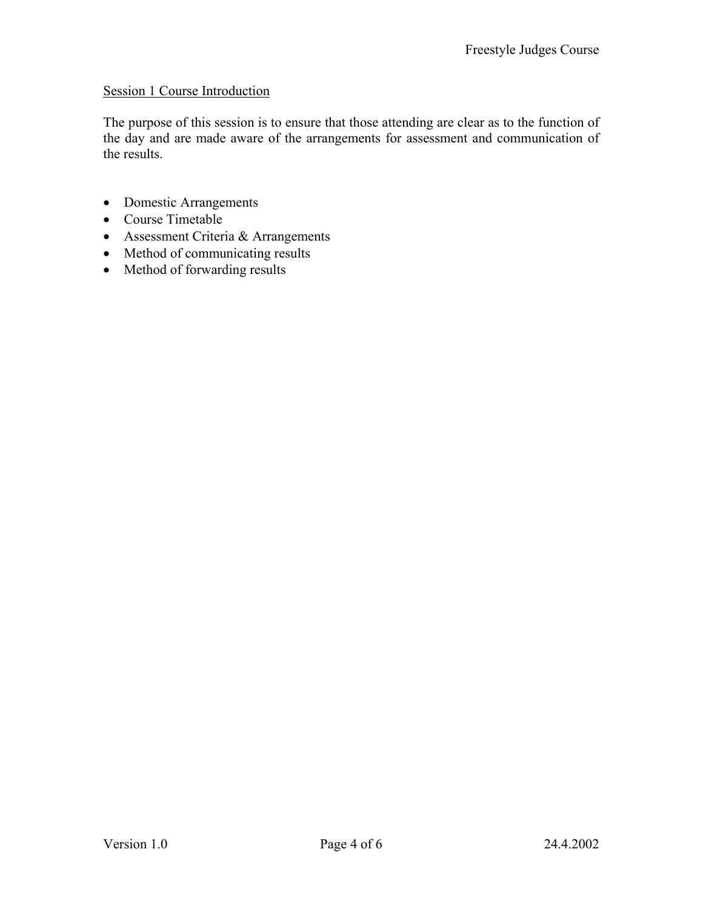## Session 1 Course Introduction

The purpose of this session is to ensure that those attending are clear as to the function of the day and are made aware of the arrangements for assessment and communication of the results.

- Domestic Arrangements
- Course Timetable
- Assessment Criteria & Arrangements
- Method of communicating results
- Method of forwarding results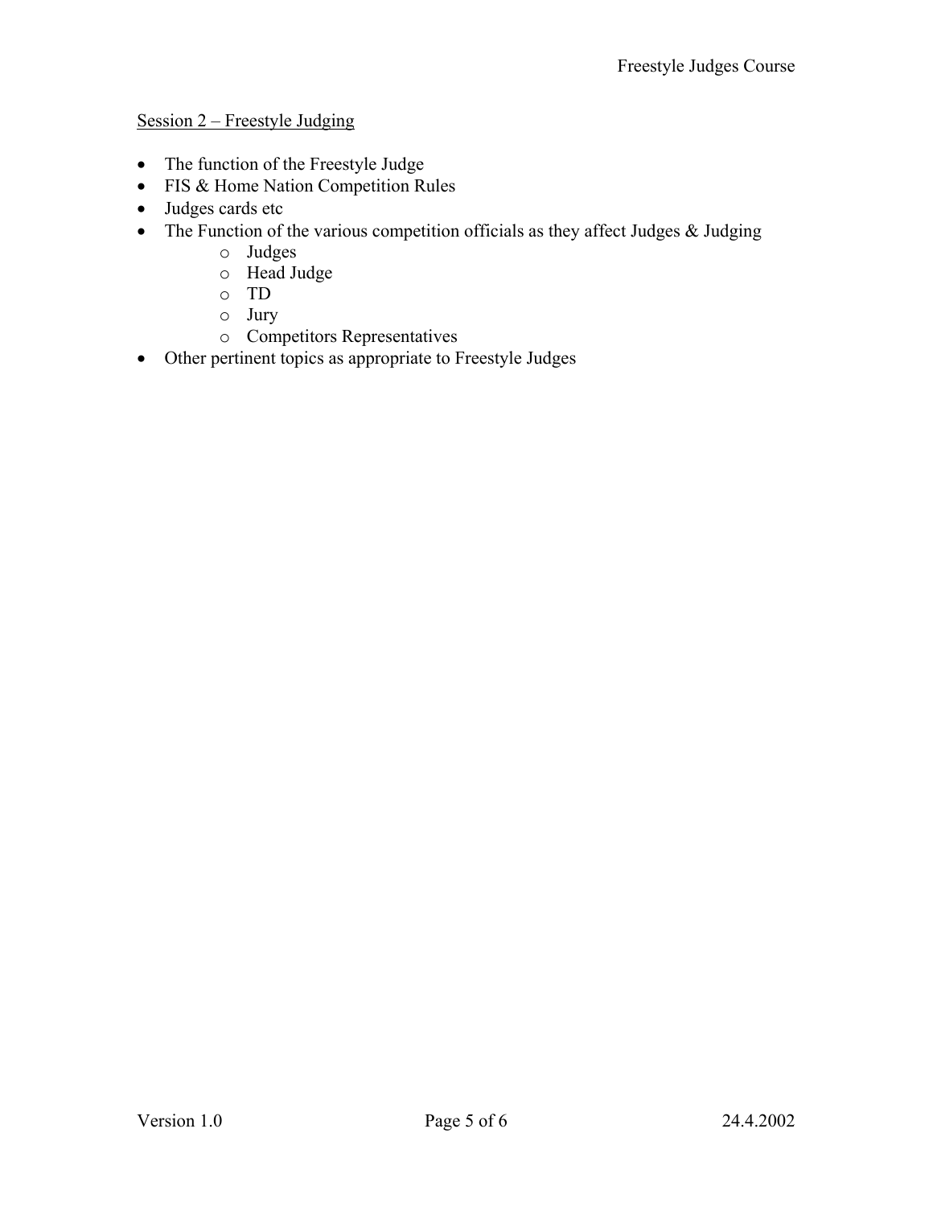<u>Session 2 – Freestyle Judging</u>

- The function of the Freestyle Judge
- FIS & Home Nation Competition Rules
- Judges cards etc
- The Function of the various competition officials as they affect Judges & Judging
  - Judges
  - Head Judge
  - TD
  - Jury
  - Competitors Representatives
- Other pertinent topics as appropriate to Freestyle Judges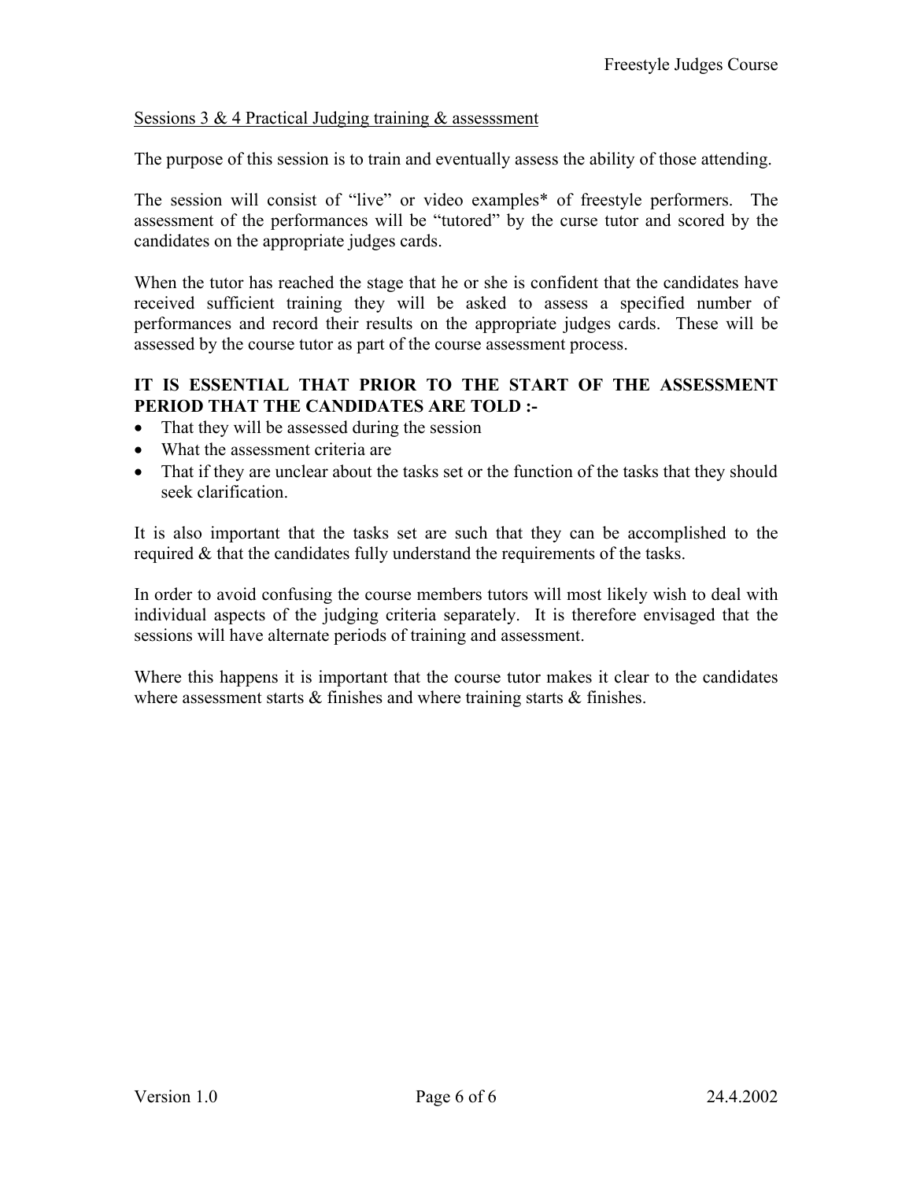Sessions 3 & 4 Practical Judging training & assesssment

The purpose of this session is to train and eventually assess the ability of those attending.

The session will consist of "live" or video examples* of freestyle performers. The assessment of the performances will be "tutored" by the curse tutor and scored by the candidates on the appropriate judges cards.

When the tutor has reached the stage that he or she is confident that the candidates have received sufficient training they will be asked to assess a specified number of performances and record their results on the appropriate judges cards. These will be assessed by the course tutor as part of the course assessment process.

**IT IS ESSENTIAL THAT PRIOR TO THE START OF THE ASSESSMENT PERIOD THAT THE CANDIDATES ARE TOLD :-**

- That they will be assessed during the session
- What the assessment criteria are
- That if they are unclear about the tasks set or the function of the tasks that they should seek clarification.

It is also important that the tasks set are such that they can be accomplished to the required & that the candidates fully understand the requirements of the tasks.

In order to avoid confusing the course members tutors will most likely wish to deal with individual aspects of the judging criteria separately. It is therefore envisaged that the sessions will have alternate periods of training and assessment.

Where this happens it is important that the course tutor makes it clear to the candidates where assessment starts & finishes and where training starts & finishes.